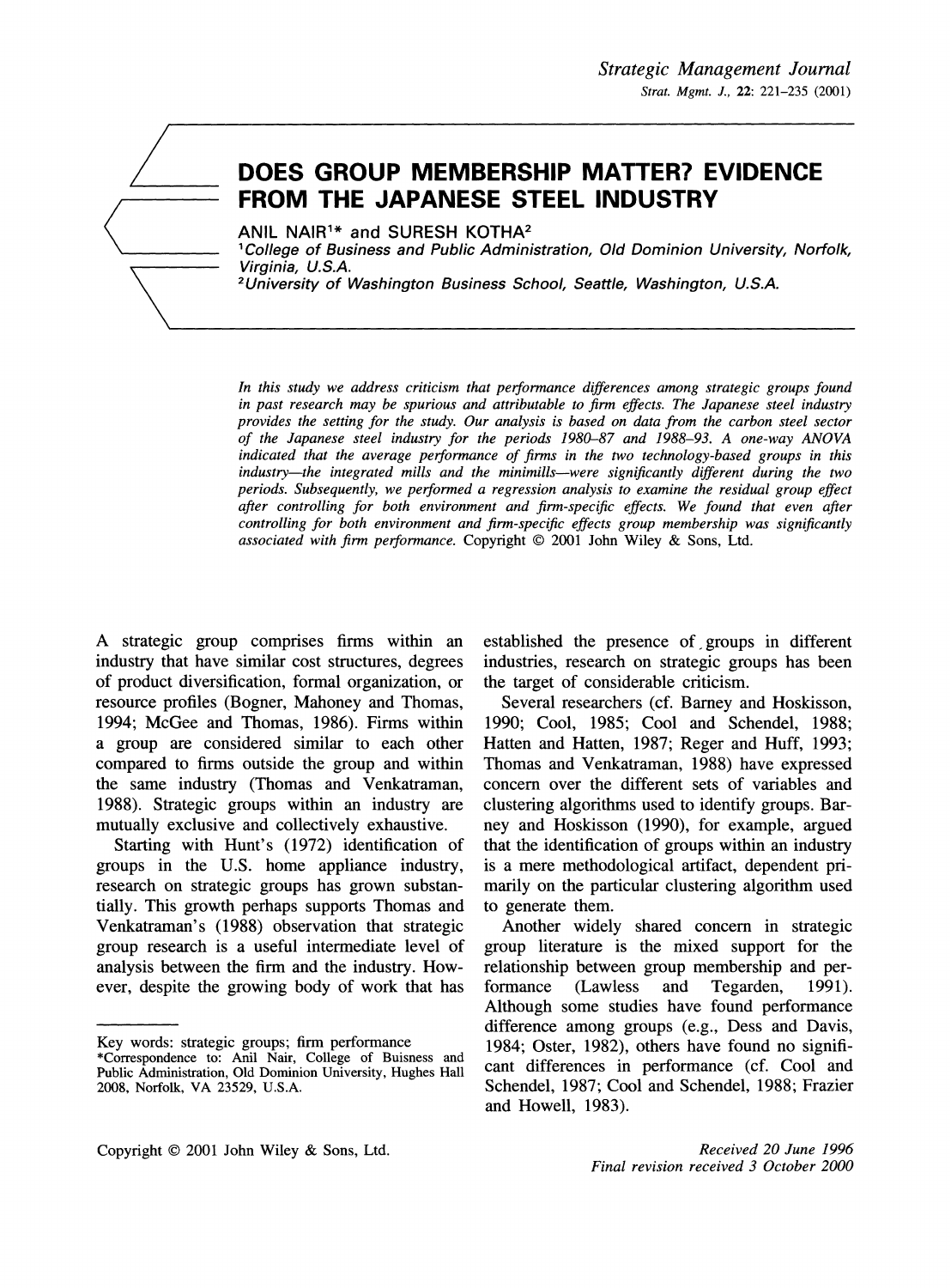# DOES GROUP MEMBERSHIP MATTER? EVIDENCE FROM THE JAPANESE STEEL INDUSTRY

ANIL NAIR[1]* and SURESH KOTHA[2]

[1]*College of Business and Public Administration, Old Dominion University, Norfolk, Virginia, U.S.A.*

[2]*University of Washington Business School, Seattle, Washington, U.S.A.*

*In this study we address criticism that performance differences among strategic groups found in past research may be spurious and attributable to firm effects. The Japanese steel industry provides the setting for the study. Our analysis is based on data from the carbon steel sector of the Japanese steel industry for the periods 1980–87 and 1988–93. A one-way ANOVA indicated that the average performance of firms in the two technology-based groups in this industry—the integrated mills and the minimills—were significantly different during the two periods. Subsequently, we performed a regression analysis to examine the residual group effect after controlling for both environment and firm-specific effects. We found that even after controlling for both environment and firm-specific effects group membership was significantly associated with firm performance.* Copyright © 2001 John Wiley & Sons, Ltd.

A strategic group comprises firms within an industry that have similar cost structures, degrees of product diversification, formal organization, or resource profiles (Bogner, Mahoney and Thomas, 1994; McGee and Thomas, 1986). Firms within a group are considered similar to each other compared to firms outside the group and within the same industry (Thomas and Venkatraman, 1988). Strategic groups within an industry are mutually exclusive and collectively exhaustive.

Starting with Hunt's (1972) identification of groups in the U.S. home appliance industry, research on strategic groups has grown substantially. This growth perhaps supports Thomas and Venkatraman's (1988) observation that strategic group research is a useful intermediate level of analysis between the firm and the industry. However, despite the growing body of work that has established the presence of groups in different industries, research on strategic groups has been the target of considerable criticism.

Several researchers (cf. Barney and Hoskisson, 1990; Cool, 1985; Cool and Schendel, 1988; Hatten and Hatten, 1987; Reger and Huff, 1993; Thomas and Venkatraman, 1988) have expressed concern over the different sets of variables and clustering algorithms used to identify groups. Barney and Hoskisson (1990), for example, argued that the identification of groups within an industry is a mere methodological artifact, dependent primarily on the particular clustering algorithm used to generate them.

Another widely shared concern in strategic group literature is the mixed support for the relationship between group membership and performance (Lawless and Tegarden, 1991). Although some studies have found performance difference among groups (e.g., Dess and Davis, 1984; Oster, 1982), others have found no significant differences in performance (cf. Cool and Schendel, 1987; Cool and Schendel, 1988; Frazier and Howell, 1983).

Key words: strategic groups; firm performance

*Correspondence to: Anil Nair, College of Buisness and Public Administration, Old Dominion University, Hughes Hall 2008, Norfolk, VA 23529, U.S.A.

Copyright © 2001 John Wiley & Sons, Ltd.

*Received 20 June 1996*
*Final revision received 3 October 2000*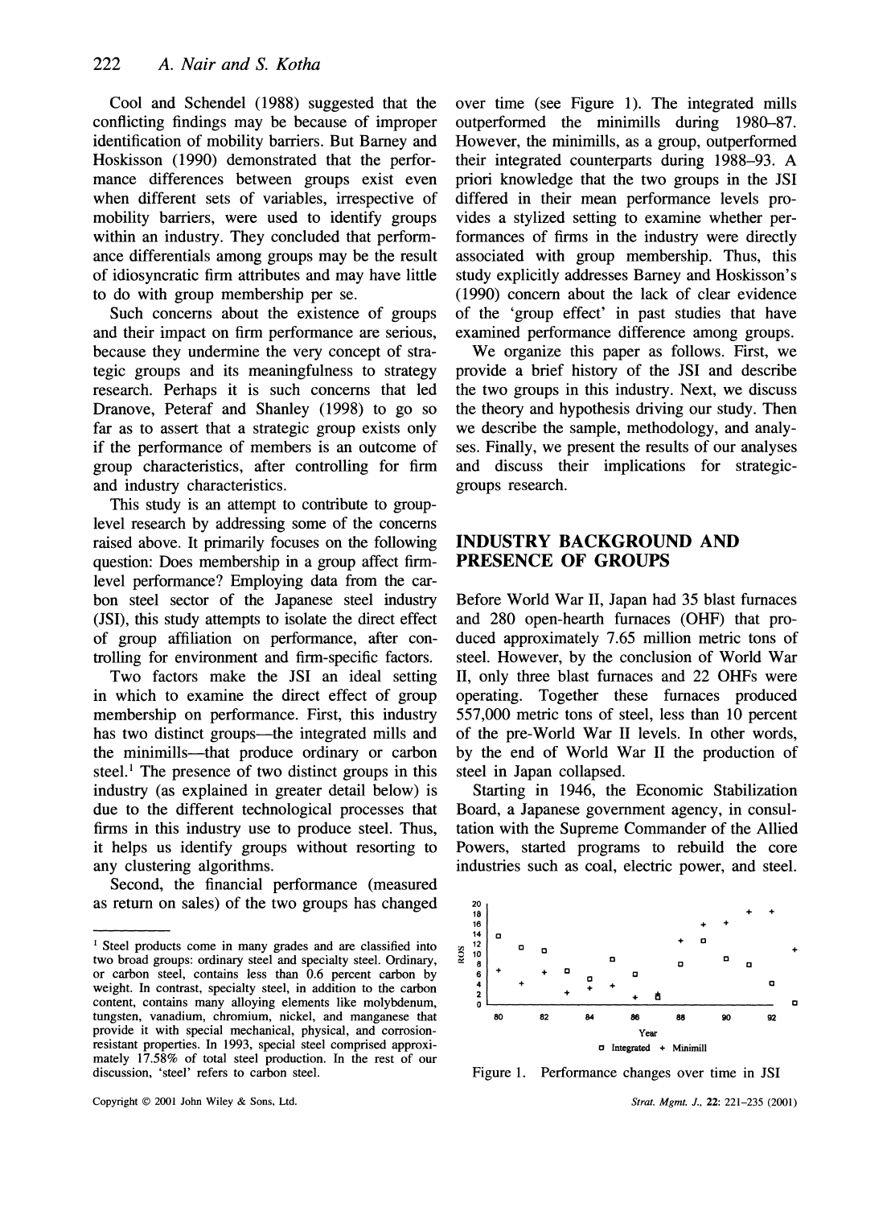Cool and Schendel (1988) suggested that the conflicting findings may be because of improper identification of mobility barriers. But Barney and Hoskisson (1990) demonstrated that the performance differences between groups exist even when different sets of variables, irrespective of mobility barriers, were used to identify groups within an industry. They concluded that performance differentials among groups may be the result of idiosyncratic firm attributes and may have little to do with group membership per se.

Such concerns about the existence of groups and their impact on firm performance are serious, because they undermine the very concept of strategic groups and its meaningfulness to strategy research. Perhaps it is such concerns that led Dranove, Peteraf and Shanley (1998) to go so far as to assert that a strategic group exists only if the performance of members is an outcome of group characteristics, after controlling for firm and industry characteristics.

This study is an attempt to contribute to group-level research by addressing some of the concerns raised above. It primarily focuses on the following question: Does membership in a group affect firm-level performance? Employing data from the carbon steel sector of the Japanese steel industry (JSI), this study attempts to isolate the direct effect of group affiliation on performance, after controlling for environment and firm-specific factors.

Two factors make the JSI an ideal setting in which to examine the direct effect of group membership on performance. First, this industry has two distinct groups—the integrated mills and the minimills—that produce ordinary or carbon steel.[1] The presence of two distinct groups in this industry (as explained in greater detail below) is due to the different technological processes that firms in this industry use to produce steel. Thus, it helps us identify groups without resorting to any clustering algorithms.

Second, the financial performance (measured as return on sales) of the two groups has changed over time (see Figure 1). The integrated mills outperformed the minimills during 1980–87. However, the minimills, as a group, outperformed their integrated counterparts during 1988–93. A priori knowledge that the two groups in the JSI differed in their mean performance levels provides a stylized setting to examine whether performances of firms in the industry were directly associated with group membership. Thus, this study explicitly addresses Barney and Hoskisson's (1990) concern about the lack of clear evidence of the 'group effect' in past studies that have examined performance difference among groups.

We organize this paper as follows. First, we provide a brief history of the JSI and describe the two groups in this industry. Next, we discuss the theory and hypothesis driving our study. Then we describe the sample, methodology, and analyses. Finally, we present the results of our analyses and discuss their implications for strategic-groups research.

## INDUSTRY BACKGROUND AND PRESENCE OF GROUPS

Before World War II, Japan had 35 blast furnaces and 280 open-hearth furnaces (OHF) that produced approximately 7.65 million metric tons of steel. However, by the conclusion of World War II, only three blast furnaces and 22 OHFs were operating. Together these furnaces produced 557,000 metric tons of steel, less than 10 percent of the pre-World War II levels. In other words, by the end of World War II the production of steel in Japan collapsed.

Starting in 1946, the Economic Stabilization Board, a Japanese government agency, in consultation with the Supreme Commander of the Allied Powers, started programs to rebuild the core industries such as coal, electric power, and steel.

Figure 1. Performance changes over time in JSI

[1] Steel products come in many grades and are classified into two broad groups: ordinary steel and specialty steel. Ordinary, or carbon steel, contains less than 0.6 percent carbon by weight. In contrast, specialty steel, in addition to the carbon content, contains many alloying elements like molybdenum, tungsten, vanadium, chromium, nickel, and manganese that provide it with special mechanical, physical, and corrosion-resistant properties. In 1993, special steel comprised approximately 17.58% of total steel production. In the rest of our discussion, 'steel' refers to carbon steel.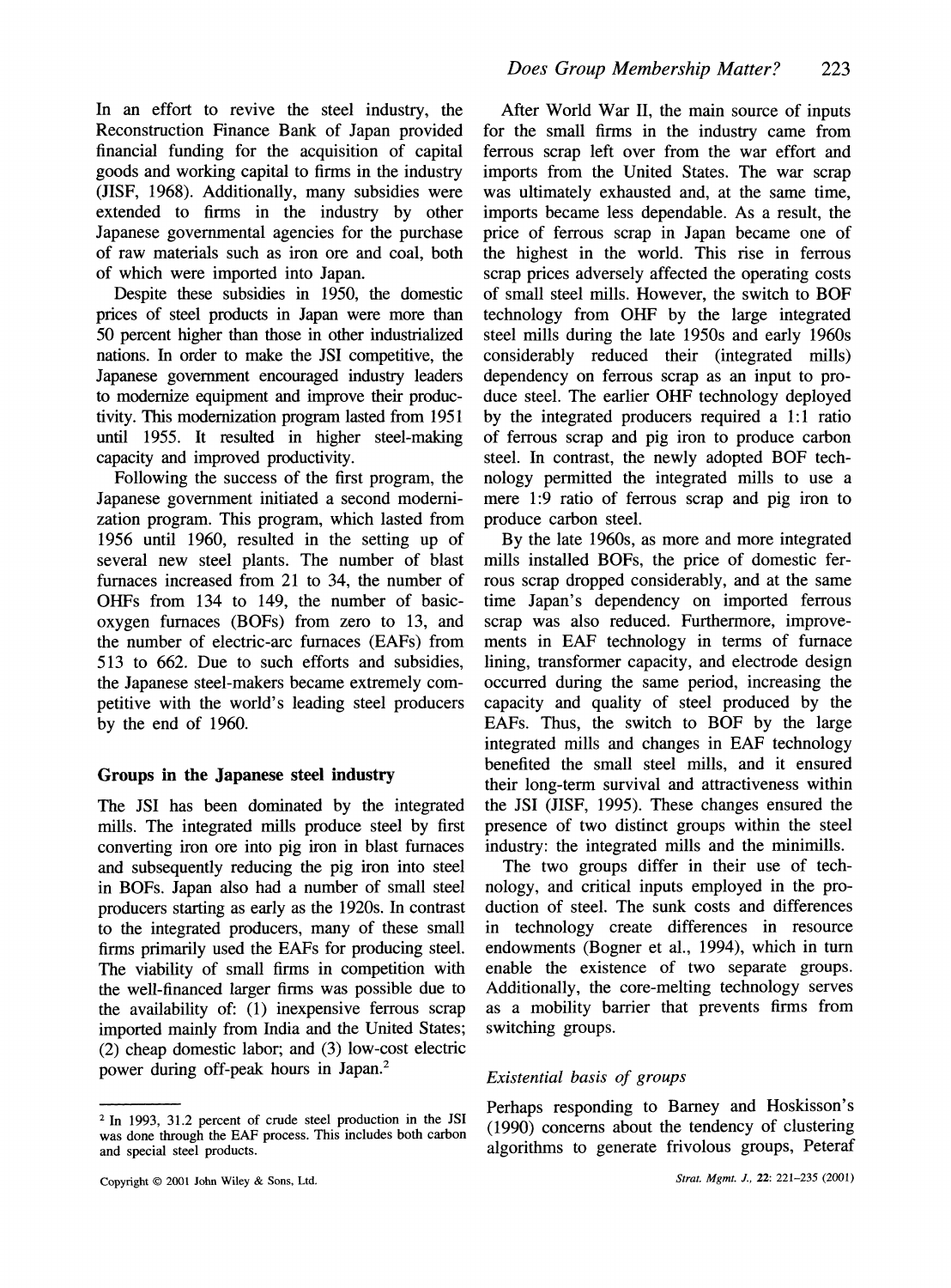In an effort to revive the steel industry, the Reconstruction Finance Bank of Japan provided financial funding for the acquisition of capital goods and working capital to firms in the industry (JISF, 1968). Additionally, many subsidies were extended to firms in the industry by other Japanese governmental agencies for the purchase of raw materials such as iron ore and coal, both of which were imported into Japan.

Despite these subsidies in 1950, the domestic prices of steel products in Japan were more than 50 percent higher than those in other industrialized nations. In order to make the JSI competitive, the Japanese government encouraged industry leaders to modernize equipment and improve their productivity. This modernization program lasted from 1951 until 1955. It resulted in higher steel-making capacity and improved productivity.

Following the success of the first program, the Japanese government initiated a second modernization program. This program, which lasted from 1956 until 1960, resulted in the setting up of several new steel plants. The number of blast furnaces increased from 21 to 34, the number of OHFs from 134 to 149, the number of basic-oxygen furnaces (BOFs) from zero to 13, and the number of electric-arc furnaces (EAFs) from 513 to 662. Due to such efforts and subsidies, the Japanese steel-makers became extremely competitive with the world's leading steel producers by the end of 1960.

## Groups in the Japanese steel industry

The JSI has been dominated by the integrated mills. The integrated mills produce steel by first converting iron ore into pig iron in blast furnaces and subsequently reducing the pig iron into steel in BOFs. Japan also had a number of small steel producers starting as early as the 1920s. In contrast to the integrated producers, many of these small firms primarily used the EAFs for producing steel. The viability of small firms in competition with the well-financed larger firms was possible due to the availability of: (1) inexpensive ferrous scrap imported mainly from India and the United States; (2) cheap domestic labor; and (3) low-cost electric power during off-peak hours in Japan.[2]

After World War II, the main source of inputs for the small firms in the industry came from ferrous scrap left over from the war effort and imports from the United States. The war scrap was ultimately exhausted and, at the same time, imports became less dependable. As a result, the price of ferrous scrap in Japan became one of the highest in the world. This rise in ferrous scrap prices adversely affected the operating costs of small steel mills. However, the switch to BOF technology from OHF by the large integrated steel mills during the late 1950s and early 1960s considerably reduced their (integrated mills) dependency on ferrous scrap as an input to produce steel. The earlier OHF technology deployed by the integrated producers required a 1:1 ratio of ferrous scrap and pig iron to produce carbon steel. In contrast, the newly adopted BOF technology permitted the integrated mills to use a mere 1:9 ratio of ferrous scrap and pig iron to produce carbon steel.

By the late 1960s, as more and more integrated mills installed BOFs, the price of domestic ferrous scrap dropped considerably, and at the same time Japan's dependency on imported ferrous scrap was also reduced. Furthermore, improvements in EAF technology in terms of furnace lining, transformer capacity, and electrode design occurred during the same period, increasing the capacity and quality of steel produced by the EAFs. Thus, the switch to BOF by the large integrated mills and changes in EAF technology benefited the small steel mills, and it ensured their long-term survival and attractiveness within the JSI (JISF, 1995). These changes ensured the presence of two distinct groups within the steel industry: the integrated mills and the minimills.

The two groups differ in their use of technology, and critical inputs employed in the production of steel. The sunk costs and differences in technology create differences in resource endowments (Bogner et al., 1994), which in turn enable the existence of two separate groups. Additionally, the core-melting technology serves as a mobility barrier that prevents firms from switching groups.

### *Existential basis of groups*

Perhaps responding to Barney and Hoskisson's (1990) concerns about the tendency of clustering algorithms to generate frivolous groups, Peteraf

---

[2] In 1993, 31.2 percent of crude steel production in the JSI was done through the EAF process. This includes both carbon and special steel products.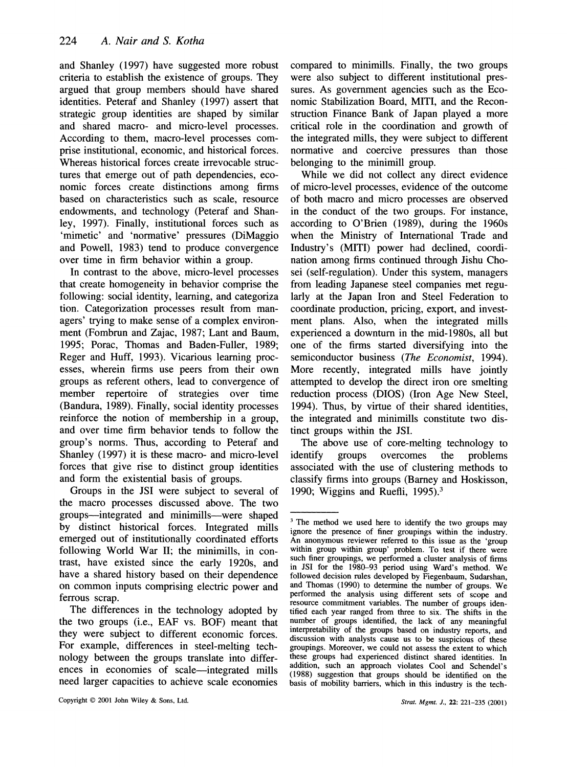and Shanley (1997) have suggested more robust criteria to establish the existence of groups. They argued that group members should have shared identities. Peteraf and Shanley (1997) assert that strategic group identities are shaped by similar and shared macro- and micro-level processes. According to them, macro-level processes comprise institutional, economic, and historical forces. Whereas historical forces create irrevocable structures that emerge out of path dependencies, economic forces create distinctions among firms based on characteristics such as scale, resource endowments, and technology (Peteraf and Shanley, 1997). Finally, institutional forces such as 'mimetic' and 'normative' pressures (DiMaggio and Powell, 1983) tend to produce convergence over time in firm behavior within a group.

In contrast to the above, micro-level processes that create homogeneity in behavior comprise the following: social identity, learning, and categoriza tion. Categorization processes result from managers' trying to make sense of a complex environment (Fombrun and Zajac, 1987; Lant and Baum, 1995; Porac, Thomas and Baden-Fuller, 1989; Reger and Huff, 1993). Vicarious learning processes, wherein firms use peers from their own groups as referent others, lead to convergence of member repertoire of strategies over time (Bandura, 1989). Finally, social identity processes reinforce the notion of membership in a group, and over time firm behavior tends to follow the group's norms. Thus, according to Peteraf and Shanley (1997) it is these macro- and micro-level forces that give rise to distinct group identities and form the existential basis of groups.

Groups in the JSI were subject to several of the macro processes discussed above. The two groups—integrated and minimills—were shaped by distinct historical forces. Integrated mills emerged out of institutionally coordinated efforts following World War II; the minimills, in contrast, have existed since the early 1920s, and have a shared history based on their dependence on common inputs comprising electric power and ferrous scrap.

The differences in the technology adopted by the two groups (i.e., EAF vs. BOF) meant that they were subject to different economic forces. For example, differences in steel-melting technology between the groups translate into differences in economies of scale—integrated mills need larger capacities to achieve scale economies compared to minimills. Finally, the two groups were also subject to different institutional pressures. As government agencies such as the Economic Stabilization Board, MITI, and the Reconstruction Finance Bank of Japan played a more critical role in the coordination and growth of the integrated mills, they were subject to different normative and coercive pressures than those belonging to the minimill group.

While we did not collect any direct evidence of micro-level processes, evidence of the outcome of both macro and micro processes are observed in the conduct of the two groups. For instance, according to O'Brien (1989), during the 1960s when the Ministry of International Trade and Industry's (MITI) power had declined, coordination among firms continued through Jishu Chosei (self-regulation). Under this system, managers from leading Japanese steel companies met regularly at the Japan Iron and Steel Federation to coordinate production, pricing, export, and investment plans. Also, when the integrated mills experienced a downturn in the mid-1980s, all but one of the firms started diversifying into the semiconductor business (*The Economist*, 1994). More recently, integrated mills have jointly attempted to develop the direct iron ore smelting reduction process (DIOS) (Iron Age New Steel, 1994). Thus, by virtue of their shared identities, the integrated and minimills constitute two distinct groups within the JSI.

The above use of core-melting technology to identify groups overcomes the problems associated with the use of clustering methods to classify firms into groups (Barney and Hoskisson, 1990; Wiggins and Ruefli, 1995).[3]

---

[3] The method we used here to identify the two groups may ignore the presence of finer groupings within the industry. An anonymous reviewer referred to this issue as the 'group within group within group' problem. To test if there were such finer groupings, we performed a cluster analysis of firms in JSI for the 1980–93 period using Ward's method. We followed decision rules developed by Fiegenbaum, Sudarshan, and Thomas (1990) to determine the number of groups. We performed the analysis using different sets of scope and resource commitment variables. The number of groups identified each year ranged from three to six. The shifts in the number of groups identified, the lack of any meaningful interpretability of the groups based on industry reports, and discussion with analysts cause us to be suspicious of these groupings. Moreover, we could not assess the extent to which these groups had experienced distinct shared identities. In addition, such an approach violates Cool and Schendel's (1988) suggestion that groups should be identified on the basis of mobility barriers, which in this industry is the tech-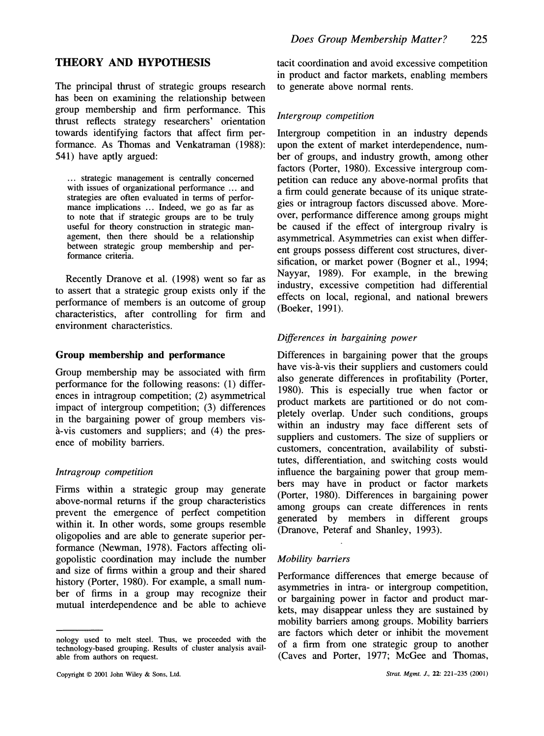## THEORY AND HYPOTHESIS

The principal thrust of strategic groups research has been on examining the relationship between group membership and firm performance. This thrust reflects strategy researchers' orientation towards identifying factors that affect firm performance. As Thomas and Venkatraman (1988): 541) have aptly argued:

> ... strategic management is centrally concerned with issues of organizational performance ... and strategies are often evaluated in terms of performance implications ... Indeed, we go as far as to note that if strategic groups are to be truly useful for theory construction in strategic management, then there should be a relationship between strategic group membership and performance criteria.

Recently Dranove et al. (1998) went so far as to assert that a strategic group exists only if the performance of members is an outcome of group characteristics, after controlling for firm and environment characteristics.

### Group membership and performance

Group membership may be associated with firm performance for the following reasons: (1) differences in intragroup competition; (2) asymmetrical impact of intergroup competition; (3) differences in the bargaining power of group members vis-à-vis customers and suppliers; and (4) the presence of mobility barriers.

#### *Intragroup competition*

Firms within a strategic group may generate above-normal returns if the group characteristics prevent the emergence of perfect competition within it. In other words, some groups resemble oligopolies and are able to generate superior performance (Newman, 1978). Factors affecting oligopolistic coordination may include the number and size of firms within a group and their shared history (Porter, 1980). For example, a small number of firms in a group may recognize their mutual interdependence and be able to achieve tacit coordination and avoid excessive competition in product and factor markets, enabling members to generate above normal rents.

#### *Intergroup competition*

Intergroup competition in an industry depends upon the extent of market interdependence, number of groups, and industry growth, among other factors (Porter, 1980). Excessive intergroup competition can reduce any above-normal profits that a firm could generate because of its unique strategies or intragroup factors discussed above. Moreover, performance difference among groups might be caused if the effect of intergroup rivalry is asymmetrical. Asymmetries can exist when different groups possess different cost structures, diversification, or market power (Bogner et al., 1994; Nayyar, 1989). For example, in the brewing industry, excessive competition had differential effects on local, regional, and national brewers (Boeker, 1991).

#### *Differences in bargaining power*

Differences in bargaining power that the groups have vis-à-vis their suppliers and customers could also generate differences in profitability (Porter, 1980). This is especially true when factor or product markets are partitioned or do not completely overlap. Under such conditions, groups within an industry may face different sets of suppliers and customers. The size of suppliers or customers, concentration, availability of substitutes, differentiation, and switching costs would influence the bargaining power that group members may have in product or factor markets (Porter, 1980). Differences in bargaining power among groups can create differences in rents generated by members in different groups (Dranove, Peteraf and Shanley, 1993).

#### *Mobility barriers*

Performance differences that emerge because of asymmetries in intra- or intergroup competition, or bargaining power in factor and product markets, may disappear unless they are sustained by mobility barriers among groups. Mobility barriers are factors which deter or inhibit the movement of a firm from one strategic group to another (Caves and Porter, 1977; McGee and Thomas,

---

nology used to melt steel. Thus, we proceeded with the technology-based grouping. Results of cluster analysis available from authors on request.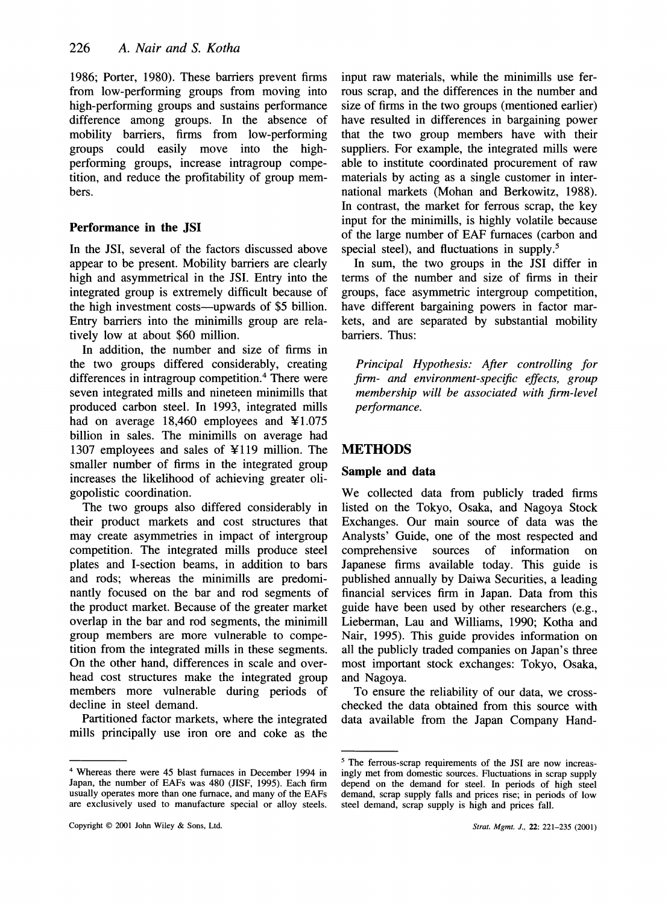1986; Porter, 1980). These barriers prevent firms from low-performing groups from moving into high-performing groups and sustains performance difference among groups. In the absence of mobility barriers, firms from low-performing groups could easily move into the high-performing groups, increase intragroup competition, and reduce the profitability of group members.

### Performance in the JSI

In the JSI, several of the factors discussed above appear to be present. Mobility barriers are clearly high and asymmetrical in the JSI. Entry into the integrated group is extremely difficult because of the high investment costs—upwards of $5 billion. Entry barriers into the minimills group are relatively low at about $60 million.

In addition, the number and size of firms in the two groups differed considerably, creating differences in intragroup competition.[4] There were seven integrated mills and nineteen minimills that produced carbon steel. In 1993, integrated mills had on average 18,460 employees and ¥1.075 billion in sales. The minimills on average had 1307 employees and sales of ¥119 million. The smaller number of firms in the integrated group increases the likelihood of achieving greater oligopolistic coordination.

The two groups also differed considerably in their product markets and cost structures that may create asymmetries in impact of intergroup competition. The integrated mills produce steel plates and I-section beams, in addition to bars and rods; whereas the minimills are predominantly focused on the bar and rod segments of the product market. Because of the greater market overlap in the bar and rod segments, the minimill group members are more vulnerable to competition from the integrated mills in these segments. On the other hand, differences in scale and overhead cost structures make the integrated group members more vulnerable during periods of decline in steel demand.

Partitioned factor markets, where the integrated mills principally use iron ore and coke as the input raw materials, while the minimills use ferrous scrap, and the differences in the number and size of firms in the two groups (mentioned earlier) have resulted in differences in bargaining power that the two group members have with their suppliers. For example, the integrated mills were able to institute coordinated procurement of raw materials by acting as a single customer in international markets (Mohan and Berkowitz, 1988). In contrast, the market for ferrous scrap, the key input for the minimills, is highly volatile because of the large number of EAF furnaces (carbon and special steel), and fluctuations in supply.[5]

In sum, the two groups in the JSI differ in terms of the number and size of firms in their groups, face asymmetric intergroup competition, have different bargaining powers in factor markets, and are separated by substantial mobility barriers. Thus:

> *Principal Hypothesis: After controlling for firm- and environment-specific effects, group membership will be associated with firm-level performance.*

## METHODS

### Sample and data

We collected data from publicly traded firms listed on the Tokyo, Osaka, and Nagoya Stock Exchanges. Our main source of data was the Analysts' Guide, one of the most respected and comprehensive sources of information on Japanese firms available today. This guide is published annually by Daiwa Securities, a leading financial services firm in Japan. Data from this guide have been used by other researchers (e.g., Lieberman, Lau and Williams, 1990; Kotha and Nair, 1995). This guide provides information on all the publicly traded companies on Japan's three most important stock exchanges: Tokyo, Osaka, and Nagoya.

To ensure the reliability of our data, we cross-checked the data obtained from this source with data available from the Japan Company Hand-

---

[4] Whereas there were 45 blast furnaces in December 1994 in Japan, the number of EAFs was 480 (JISF, 1995). Each firm usually operates more than one furnace, and many of the EAFs are exclusively used to manufacture special or alloy steels.

[5] The ferrous-scrap requirements of the JSI are now increasingly met from domestic sources. Fluctuations in scrap supply depend on the demand for steel. In periods of high steel demand, scrap supply falls and prices rise; in periods of low steel demand, scrap supply is high and prices fall.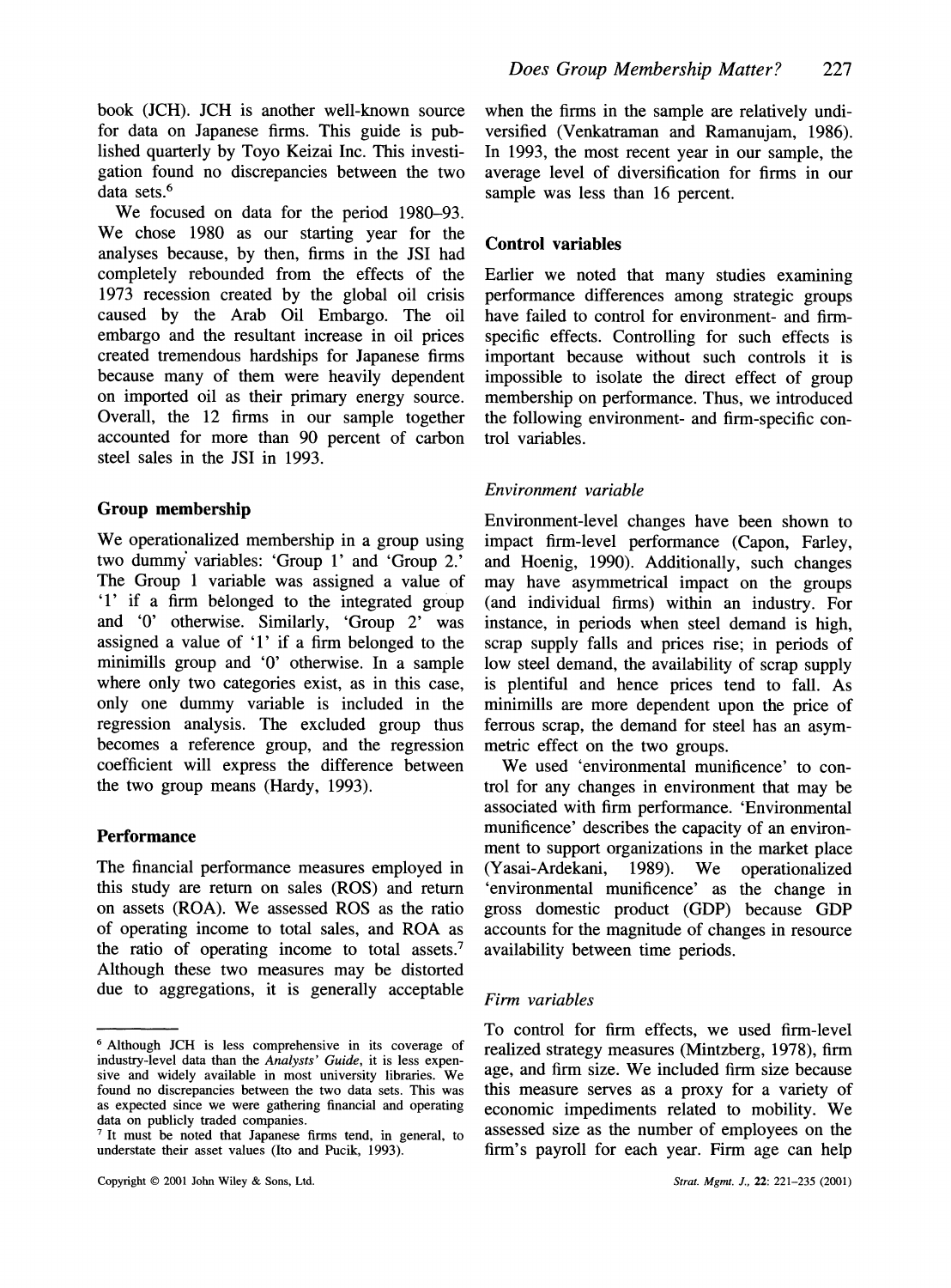book (JCH). JCH is another well-known source for data on Japanese firms. This guide is published quarterly by Toyo Keizai Inc. This investigation found no discrepancies between the two data sets.[6]

We focused on data for the period 1980–93. We chose 1980 as our starting year for the analyses because, by then, firms in the JSI had completely rebounded from the effects of the 1973 recession created by the global oil crisis caused by the Arab Oil Embargo. The oil embargo and the resultant increase in oil prices created tremendous hardships for Japanese firms because many of them were heavily dependent on imported oil as their primary energy source. Overall, the 12 firms in our sample together accounted for more than 90 percent of carbon steel sales in the JSI in 1993.

### Group membership

We operationalized membership in a group using two dummy variables: 'Group 1' and 'Group 2.' The Group 1 variable was assigned a value of '1' if a firm belonged to the integrated group and '0' otherwise. Similarly, 'Group 2' was assigned a value of '1' if a firm belonged to the minimills group and '0' otherwise. In a sample where only two categories exist, as in this case, only one dummy variable is included in the regression analysis. The excluded group thus becomes a reference group, and the regression coefficient will express the difference between the two group means (Hardy, 1993).

### Performance

The financial performance measures employed in this study are return on sales (ROS) and return on assets (ROA). We assessed ROS as the ratio of operating income to total sales, and ROA as the ratio of operating income to total assets.[7] Although these two measures may be distorted due to aggregations, it is generally acceptable when the firms in the sample are relatively undiversified (Venkatraman and Ramanujam, 1986). In 1993, the most recent year in our sample, the average level of diversification for firms in our sample was less than 16 percent.

### Control variables

Earlier we noted that many studies examining performance differences among strategic groups have failed to control for environment- and firm-specific effects. Controlling for such effects is important because without such controls it is impossible to isolate the direct effect of group membership on performance. Thus, we introduced the following environment- and firm-specific control variables.

#### *Environment variable*

Environment-level changes have been shown to impact firm-level performance (Capon, Farley, and Hoenig, 1990). Additionally, such changes may have asymmetrical impact on the groups (and individual firms) within an industry. For instance, in periods when steel demand is high, scrap supply falls and prices rise; in periods of low steel demand, the availability of scrap supply is plentiful and hence prices tend to fall. As minimills are more dependent upon the price of ferrous scrap, the demand for steel has an asymmetric effect on the two groups.

We used 'environmental munificence' to control for any changes in environment that may be associated with firm performance. 'Environmental munificence' describes the capacity of an environment to support organizations in the market place (Yasai-Ardekani, 1989). We operationalized 'environmental munificence' as the change in gross domestic product (GDP) because GDP accounts for the magnitude of changes in resource availability between time periods.

#### *Firm variables*

To control for firm effects, we used firm-level realized strategy measures (Mintzberg, 1978), firm age, and firm size. We included firm size because this measure serves as a proxy for a variety of economic impediments related to mobility. We assessed size as the number of employees on the firm's payroll for each year. Firm age can help

---

[6] Although JCH is less comprehensive in its coverage of industry-level data than the *Analysts' Guide*, it is less expensive and widely available in most university libraries. We found no discrepancies between the two data sets. This was as expected since we were gathering financial and operating data on publicly traded companies.

[7] It must be noted that Japanese firms tend, in general, to understate their asset values (Ito and Pucik, 1993).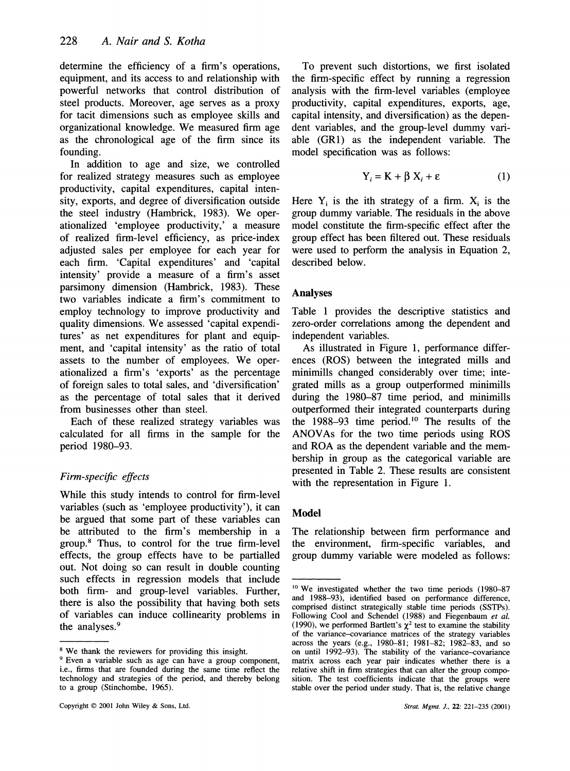determine the efficiency of a firm's operations, equipment, and its access to and relationship with powerful networks that control distribution of steel products. Moreover, age serves as a proxy for tacit dimensions such as employee skills and organizational knowledge. We measured firm age as the chronological age of the firm since its founding.

In addition to age and size, we controlled for realized strategy measures such as employee productivity, capital expenditures, capital intensity, exports, and degree of diversification outside the steel industry (Hambrick, 1983). We operationalized 'employee productivity,' a measure of realized firm-level efficiency, as price-index adjusted sales per employee for each year for each firm. 'Capital expenditures' and 'capital intensity' provide a measure of a firm's asset parsimony dimension (Hambrick, 1983). These two variables indicate a firm's commitment to employ technology to improve productivity and quality dimensions. We assessed 'capital expenditures' as net expenditures for plant and equipment, and 'capital intensity' as the ratio of total assets to the number of employees. We operationalized a firm's 'exports' as the percentage of foreign sales to total sales, and 'diversification' as the percentage of total sales that it derived from businesses other than steel.

Each of these realized strategy variables was calculated for all firms in the sample for the period 1980–93.

### *Firm-specific effects*

While this study intends to control for firm-level variables (such as 'employee productivity'), it can be argued that some part of these variables can be attributed to the firm's membership in a group.[8] Thus, to control for the true firm-level effects, the group effects have to be partialled out. Not doing so can result in double counting such effects in regression models that include both firm- and group-level variables. Further, there is also the possibility that having both sets of variables can induce collinearity problems in the analyses.[9]

To prevent such distortions, we first isolated the firm-specific effect by running a regression analysis with the firm-level variables (employee productivity, capital expenditures, exports, age, capital intensity, and diversification) as the dependent variables, and the group-level dummy variable (GR1) as the independent variable. The model specification was as follows:

$$Y_i = K + \beta X_i + \varepsilon \qquad (1)$$

Here $Y_i$ is the ith strategy of a firm. $X_i$ is the group dummy variable. The residuals in the above model constitute the firm-specific effect after the group effect has been filtered out. These residuals were used to perform the analysis in Equation 2, described below.

## Analyses

Table 1 provides the descriptive statistics and zero-order correlations among the dependent and independent variables.

As illustrated in Figure 1, performance differences (ROS) between the integrated mills and minimills changed considerably over time; integrated mills as a group outperformed minimills during the 1980–87 time period, and minimills outperformed their integrated counterparts during the 1988–93 time period.[10] The results of the ANOVAs for the two time periods using ROS and ROA as the dependent variable and the membership in group as the categorical variable are presented in Table 2. These results are consistent with the representation in Figure 1.

## Model

The relationship between firm performance and the environment, firm-specific variables, and group dummy variable were modeled as follows:

---

[8] We thank the reviewers for providing this insight.

[9] Even a variable such as age can have a group component, i.e., firms that are founded during the same time reflect the technology and strategies of the period, and thereby belong to a group (Stinchombe, 1965).

[10] We investigated whether the two time periods (1980–87 and 1988–93), identified based on performance difference, comprised distinct strategically stable time periods (SSTPs). Following Cool and Schendel (1988) and Fiegenbaum *et al.* (1990), we performed Bartlett's $\chi^2$ test to examine the stability of the variance–covariance matrices of the strategy variables across the years (e.g., 1980–81; 1981–82; 1982–83, and so on until 1992–93). The stability of the variance–covariance matrix across each year pair indicates whether there is a relative shift in firm strategies that can alter the group composition. The test coefficients indicate that the groups were stable over the period under study. That is, the relative change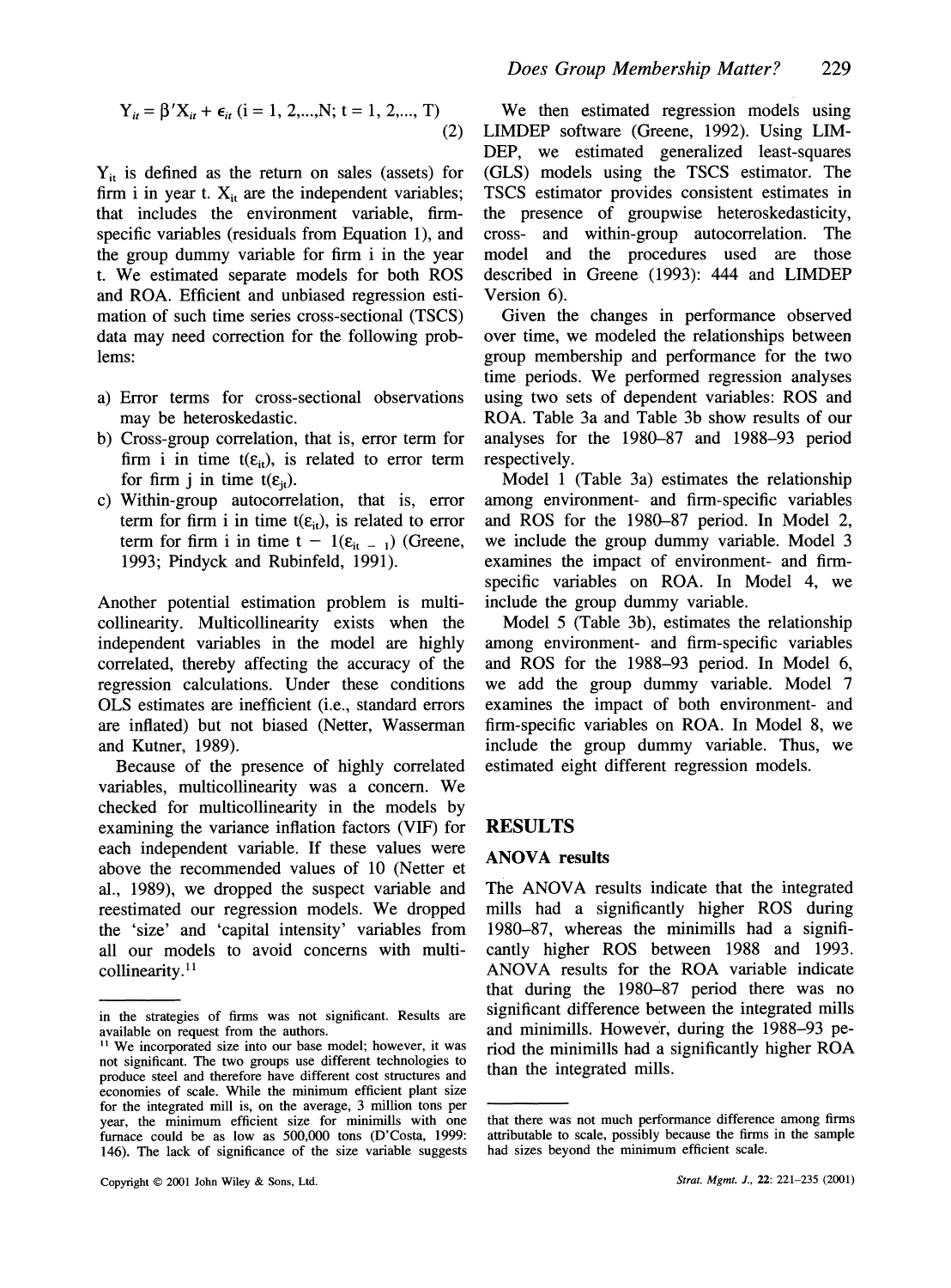$$Y_{it} = \beta' X_{it} + \epsilon_{it} \; (i = 1, 2, ..., N; \; t = 1, 2, ..., T) \tag{2}$$

$Y_{it}$ is defined as the return on sales (assets) for firm i in year t. $X_{it}$ are the independent variables; that includes the environment variable, firm-specific variables (residuals from Equation 1), and the group dummy variable for firm i in the year t. We estimated separate models for both ROS and ROA. Efficient and unbiased regression estimation of such time series cross-sectional (TSCS) data may need correction for the following problems:

a) Error terms for cross-sectional observations may be heteroskedastic.
b) Cross-group correlation, that is, error term for firm i in time t($\varepsilon_{it}$), is related to error term for firm j in time t($\varepsilon_{jt}$).
c) Within-group autocorrelation, that is, error term for firm i in time t($\varepsilon_{it}$), is related to error term for firm i in time t − 1($\varepsilon_{it-1}$) (Greene, 1993; Pindyck and Rubinfeld, 1991).

Another potential estimation problem is multicollinearity. Multicollinearity exists when the independent variables in the model are highly correlated, thereby affecting the accuracy of the regression calculations. Under these conditions OLS estimates are inefficient (i.e., standard errors are inflated) but not biased (Netter, Wasserman and Kutner, 1989).

Because of the presence of highly correlated variables, multicollinearity was a concern. We checked for multicollinearity in the models by examining the variance inflation factors (VIF) for each independent variable. If these values were above the recommended values of 10 (Netter et al., 1989), we dropped the suspect variable and reestimated our regression models. We dropped the 'size' and 'capital intensity' variables from all our models to avoid concerns with multicollinearity.[11]

We then estimated regression models using LIMDEP software (Greene, 1992). Using LIMDEP, we estimated generalized least-squares (GLS) models using the TSCS estimator. The TSCS estimator provides consistent estimates in the presence of groupwise heteroskedasticity, cross- and within-group autocorrelation. The model and the procedures used are those described in Greene (1993): 444 and LIMDEP Version 6).

Given the changes in performance observed over time, we modeled the relationships between group membership and performance for the two time periods. We performed regression analyses using two sets of dependent variables: ROS and ROA. Table 3a and Table 3b show results of our analyses for the 1980–87 and 1988–93 period respectively.

Model 1 (Table 3a) estimates the relationship among environment- and firm-specific variables and ROS for the 1980–87 period. In Model 2, we include the group dummy variable. Model 3 examines the impact of environment- and firm-specific variables on ROA. In Model 4, we include the group dummy variable.

Model 5 (Table 3b), estimates the relationship among environment- and firm-specific variables and ROS for the 1988–93 period. In Model 6, we add the group dummy variable. Model 7 examines the impact of both environment- and firm-specific variables on ROA. In Model 8, we include the group dummy variable. Thus, we estimated eight different regression models.

## RESULTS

### ANOVA results

The ANOVA results indicate that the integrated mills had a significantly higher ROS during 1980–87, whereas the minimills had a significantly higher ROS between 1988 and 1993. ANOVA results for the ROA variable indicate that during the 1980–87 period there was no significant difference between the integrated mills and minimills. However, during the 1988–93 period the minimills had a significantly higher ROA than the integrated mills.

---

in the strategies of firms was not significant. Results are available on request from the authors.

[11] We incorporated size into our base model; however, it was not significant. The two groups use different technologies to produce steel and therefore have different cost structures and economies of scale. While the minimum efficient plant size for the integrated mill is, on the average, 3 million tons per year, the minimum efficient size for minimills with one furnace could be as low as 500,000 tons (D'Costa, 1999: 146). The lack of significance of the size variable suggests that there was not much performance difference among firms attributable to scale, possibly because the firms in the sample had sizes beyond the minimum efficient scale.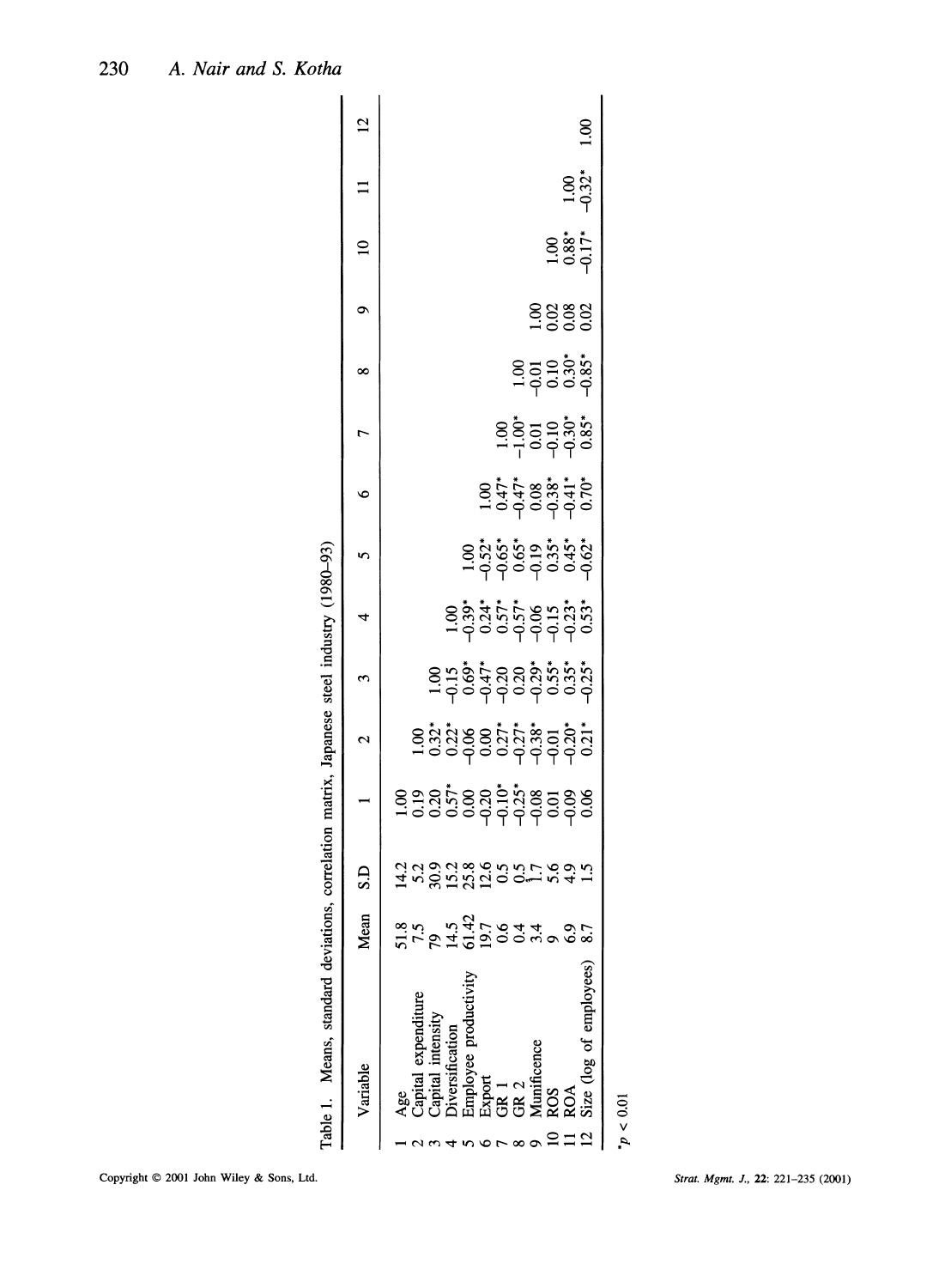Table 1. Means, standard deviations, correlation matrix, Japanese steel industry (1980–93)

| | Variable | Mean | S.D | 1 | 2 | 3 | 4 | 5 | 6 | 7 | 8 | 9 | 10 | 11 | 12 |
|---|---|---|---|---|---|---|---|---|---|---|---|---|---|---|---|
| 1 | Age | 51.8 | 14.2 | 1.00 | | | | | | | | | | | |
| 2 | Capital expenditure | 7.5 | 5.2 | 0.19 | 1.00 | | | | | | | | | | |
| 3 | Capital intensity | 79 | 30.9 | 0.20 | 0.32* | 1.00 | | | | | | | | | |
| 4 | Diversification | 14.5 | 15.2 | 0.57* | 0.22* | −0.15 | 1.00 | | | | | | | | |
| 5 | Employee productivity | 61.42 | 25.8 | 0.00 | −0.06 | 0.69* | −0.39* | 1.00 | | | | | | | |
| 6 | Export | 19.7 | 12.6 | −0.20 | 0.00 | −0.47* | 0.24* | −0.52* | 1.00 | | | | | | |
| 7 | GR 1 | 0.6 | 0.5 | −0.10* | 0.27* | −0.20 | 0.57* | −0.65* | 0.47* | 1.00 | | | | | |
| 8 | GR 2 | 0.4 | 0.5 | −0.25* | −0.27* | 0.20 | −0.57* | 0.65* | −0.47* | −1.00* | 1.00 | | | | |
| 9 | Munificence | 3.4 | 1.7 | −0.08 | −0.38* | −0.29* | −0.06 | −0.19 | 0.08 | 0.01 | −0.01 | 1.00 | | | |
| 10 | ROS | 9 | 5.6 | 0.01 | −0.01 | 0.55* | −0.15 | 0.35* | −0.38* | −0.10 | 0.10 | 0.02 | 1.00 | | |
| 11 | ROA | 6.9 | 4.9 | −0.09 | −0.20* | 0.35* | −0.23* | 0.45* | −0.41* | −0.30* | 0.30* | 0.08 | 0.88* | 1.00 | |
| 12 | Size (log of employees) | 8.7 | 1.5 | 0.06 | 0.21* | −0.25* | 0.53* | −0.62* | 0.70* | 0.85* | −0.85* | 0.02 | −0.17* | −0.32* | 1.00 |

*$p < 0.01$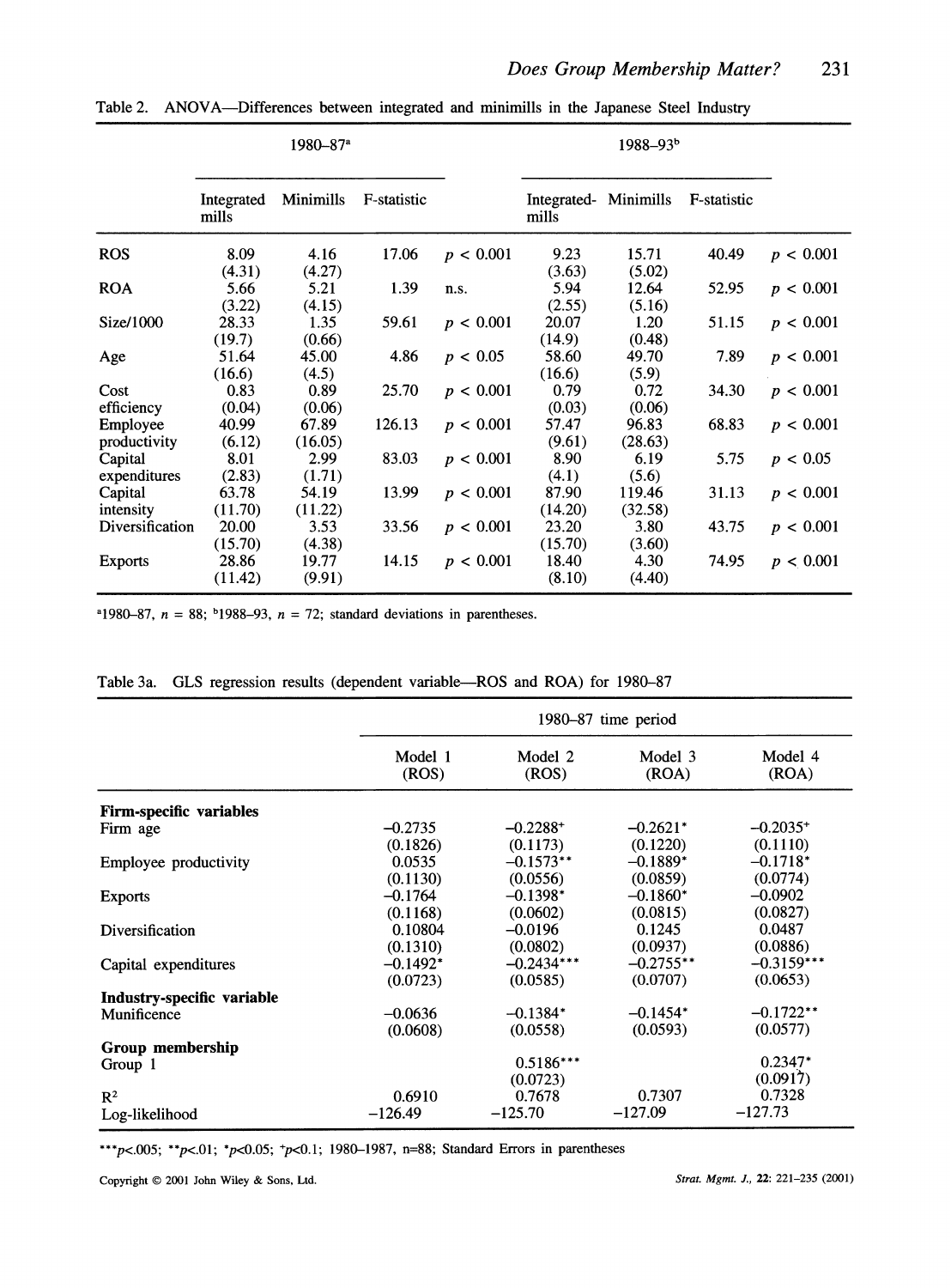Table 2. ANOVA—Differences between integrated and minimills in the Japanese Steel Industry

| | 1980–87[a] | | | | 1988–93[b] | | | |
|---|---|---|---|---|---|---|---|---|
| | Integrated mills | Minimills | F-statistic | | Integrated-mills | Minimills | F-statistic | |
| ROS | 8.09 (4.31) | 4.16 (4.27) | 17.06 | $p < 0.001$ | 9.23 (3.63) | 15.71 (5.02) | 40.49 | $p < 0.001$ |
| ROA | 5.66 (3.22) | 5.21 (4.15) | 1.39 | n.s. | 5.94 (2.55) | 12.64 (5.16) | 52.95 | $p < 0.001$ |
| Size/1000 | 28.33 (19.7) | 1.35 (0.66) | 59.61 | $p < 0.001$ | 20.07 (14.9) | 1.20 (0.48) | 51.15 | $p < 0.001$ |
| Age | 51.64 (16.6) | 45.00 (4.5) | 4.86 | $p < 0.05$ | 58.60 (16.6) | 49.70 (5.9) | 7.89 | $p < 0.001$ |
| Cost efficiency | 0.83 (0.04) | 0.89 (0.06) | 25.70 | $p < 0.001$ | 0.79 (0.03) | 0.72 (0.06) | 34.30 | $p < 0.001$ |
| Employee productivity | 40.99 (6.12) | 67.89 (16.05) | 126.13 | $p < 0.001$ | 57.47 (9.61) | 96.83 (28.63) | 68.83 | $p < 0.001$ |
| Capital expenditures | 8.01 (2.83) | 2.99 (1.71) | 83.03 | $p < 0.001$ | 8.90 (4.1) | 6.19 (5.6) | 5.75 | $p < 0.05$ |
| Capital intensity | 63.78 (11.70) | 54.19 (11.22) | 13.99 | $p < 0.001$ | 87.90 (14.20) | 119.46 (32.58) | 31.13 | $p < 0.001$ |
| Diversification | 20.00 (15.70) | 3.53 (4.38) | 33.56 | $p < 0.001$ | 23.20 (15.70) | 3.80 (3.60) | 43.75 | $p < 0.001$ |
| Exports | 28.86 (11.42) | 19.77 (9.91) | 14.15 | $p < 0.001$ | 18.40 (8.10) | 4.30 (4.40) | 74.95 | $p < 0.001$ |

[a]1980–87, $n = 88$; [b]1988–93, $n = 72$; standard deviations in parentheses.

Table 3a. GLS regression results (dependent variable—ROS and ROA) for 1980–87

| | 1980–87 time period | | | |
|---|---|---|---|---|
| | Model 1 (ROS) | Model 2 (ROS) | Model 3 (ROA) | Model 4 (ROA) |
| **Firm-specific variables** | | | | |
| Firm age | −0.2735 (0.1826) | −0.2288[+] (0.1173) | −0.2621[*] (0.1220) | −0.2035[+] (0.1110) |
| Employee productivity | 0.0535 (0.1130) | −0.1573[**] (0.0556) | −0.1889[*] (0.0859) | −0.1718[*] (0.0774) |
| Exports | −0.1764 (0.1168) | −0.1398[*] (0.0602) | −0.1860[*] (0.0815) | −0.0902 (0.0827) |
| Diversification | 0.10804 (0.1310) | −0.0196 (0.0802) | 0.1245 (0.0937) | 0.0487 (0.0886) |
| Capital expenditures | −0.1492[*] (0.0723) | −0.2434[***] (0.0585) | −0.2755[**] (0.0707) | −0.3159[***] (0.0653) |
| **Industry-specific variable** | | | | |
| Munificence | −0.0636 (0.0608) | −0.1384[*] (0.0558) | −0.1454[*] (0.0593) | −0.1722[**] (0.0577) |
| **Group membership** | | | | |
| Group 1 | | 0.5186[***] (0.0723) | | 0.2347[*] (0.0917) |
| $R^2$ | 0.6910 | 0.7678 | 0.7307 | 0.7328 |
| Log-likelihood | −126.49 | −125.70 | −127.09 | −127.73 |

[***]$p<.005$; [**]$p<.01$; [*]$p<0.05$; [+]$p<0.1$; 1980–1987, n=88; Standard Errors in parentheses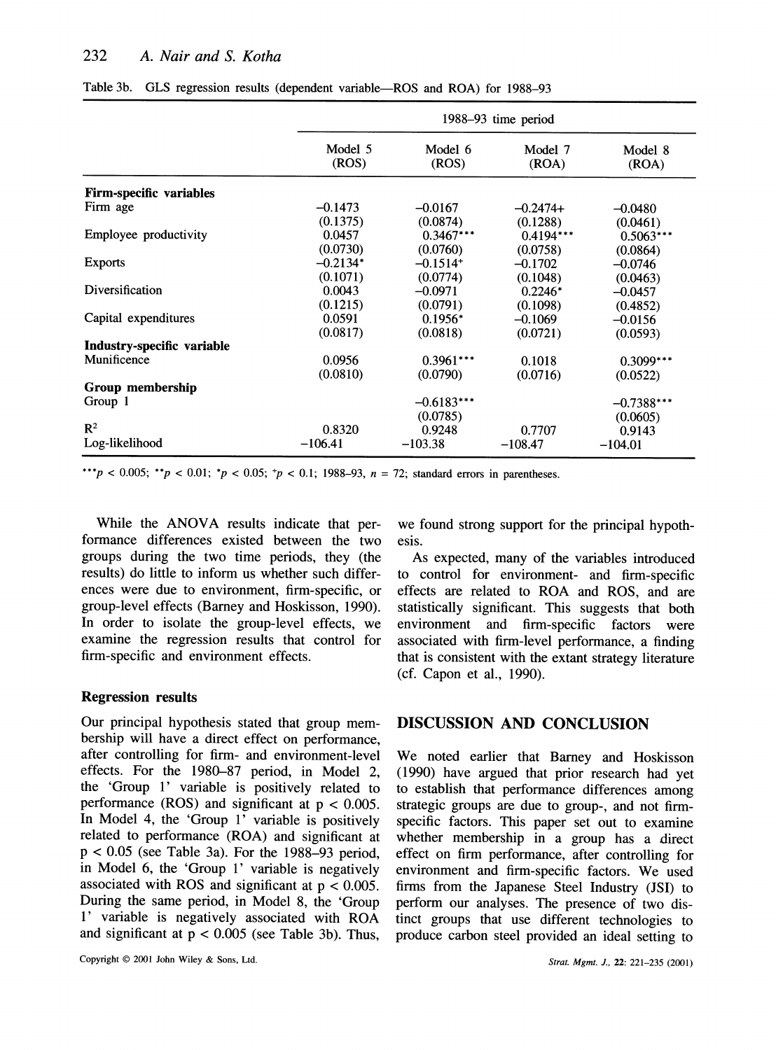Table 3b. GLS regression results (dependent variable—ROS and ROA) for 1988–93

| | 1988–93 time period | | | |
|---|---|---|---|---|
| | Model 5 (ROS) | Model 6 (ROS) | Model 7 (ROA) | Model 8 (ROA) |
| **Firm-specific variables** | | | | |
| Firm age | −0.1473 | −0.0167 | −0.2474+ | −0.0480 |
| | (0.1375) | (0.0874) | (0.1288) | (0.0461) |
| Employee productivity | 0.0457 | 0.3467*** | 0.4194*** | 0.5063*** |
| | (0.0730) | (0.0760) | (0.0758) | (0.0864) |
| Exports | −0.2134* | −0.1514+ | −0.1702 | −0.0746 |
| | (0.1071) | (0.0774) | (0.1048) | (0.0463) |
| Diversification | 0.0043 | −0.0971 | 0.2246* | −0.0457 |
| | (0.1215) | (0.0791) | (0.1098) | (0.4852) |
| Capital expenditures | 0.0591 | 0.1956* | −0.1069 | −0.0156 |
| | (0.0817) | (0.0818) | (0.0721) | (0.0593) |
| **Industry-specific variable** | | | | |
| Munificence | 0.0956 | 0.3961*** | 0.1018 | 0.3099*** |
| | (0.0810) | (0.0790) | (0.0716) | (0.0522) |
| **Group membership** | | | | |
| Group 1 | | −0.6183*** | | −0.7388*** |
| | | (0.0785) | | (0.0605) |
| $R^2$ | 0.8320 | 0.9248 | 0.7707 | 0.9143 |
| Log-likelihood | −106.41 | −103.38 | −108.47 | −104.01 |

*** $p < 0.005$; ** $p < 0.01$; * $p < 0.05$; + $p < 0.1$; 1988–93, $n = 72$; standard errors in parentheses.

While the ANOVA results indicate that performance differences existed between the two groups during the two time periods, they (the results) do little to inform us whether such differences were due to environment, firm-specific, or group-level effects (Barney and Hoskisson, 1990). In order to isolate the group-level effects, we examine the regression results that control for firm-specific and environment effects.

### Regression results

Our principal hypothesis stated that group membership will have a direct effect on performance, after controlling for firm- and environment-level effects. For the 1980–87 period, in Model 2, the 'Group 1' variable is positively related to performance (ROS) and significant at $p < 0.005$. In Model 4, the 'Group 1' variable is positively related to performance (ROA) and significant at $p < 0.05$ (see Table 3a). For the 1988–93 period, in Model 6, the 'Group 1' variable is negatively associated with ROS and significant at $p < 0.005$. During the same period, in Model 8, the 'Group 1' variable is negatively associated with ROA and significant at $p < 0.005$ (see Table 3b). Thus, we found strong support for the principal hypothesis.

As expected, many of the variables introduced to control for environment- and firm-specific effects are related to ROA and ROS, and are statistically significant. This suggests that both environment and firm-specific factors were associated with firm-level performance, a finding that is consistent with the extant strategy literature (cf. Capon et al., 1990).

## DISCUSSION AND CONCLUSION

We noted earlier that Barney and Hoskisson (1990) have argued that prior research had yet to establish that performance differences among strategic groups are due to group-, and not firm-specific factors. This paper set out to examine whether membership in a group has a direct effect on firm performance, after controlling for environment and firm-specific factors. We used firms from the Japanese Steel Industry (JSI) to perform our analyses. The presence of two distinct groups that use different technologies to produce carbon steel provided an ideal setting to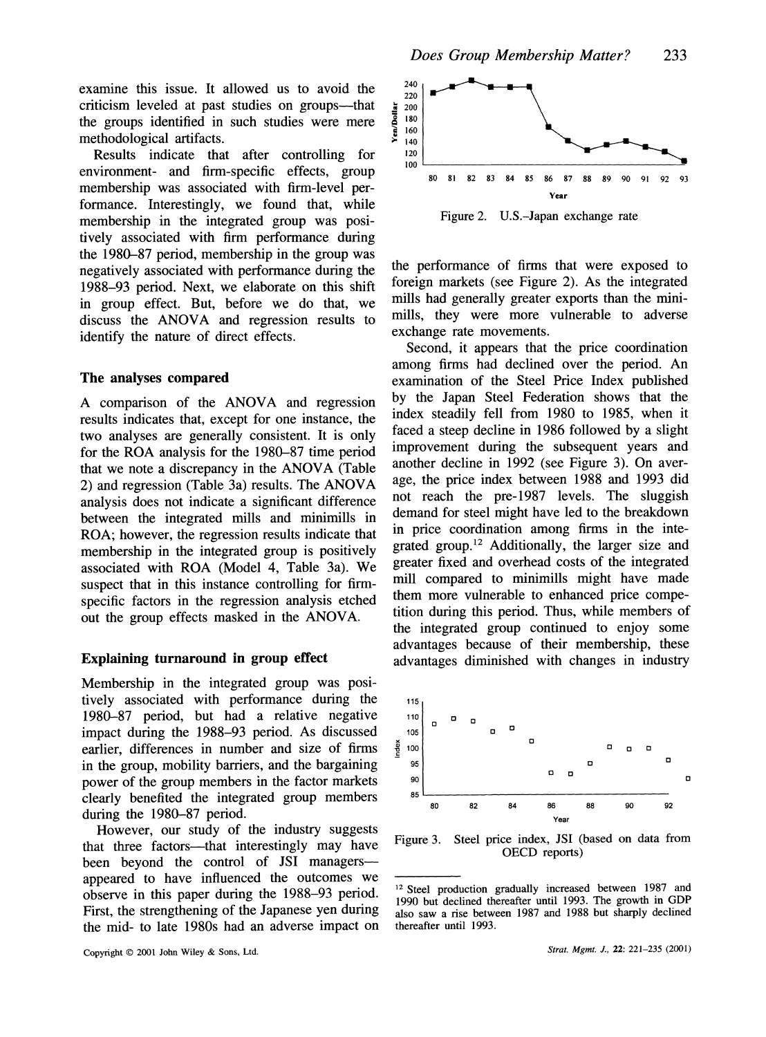examine this issue. It allowed us to avoid the criticism leveled at past studies on groups—that the groups identified in such studies were mere methodological artifacts.

Results indicate that after controlling for environment- and firm-specific effects, group membership was associated with firm-level performance. Interestingly, we found that, while membership in the integrated group was positively associated with firm performance during the 1980–87 period, membership in the group was negatively associated with performance during the 1988–93 period. Next, we elaborate on this shift in group effect. But, before we do that, we discuss the ANOVA and regression results to identify the nature of direct effects.

### The analyses compared

A comparison of the ANOVA and regression results indicates that, except for one instance, the two analyses are generally consistent. It is only for the ROA analysis for the 1980–87 time period that we note a discrepancy in the ANOVA (Table 2) and regression (Table 3a) results. The ANOVA analysis does not indicate a significant difference between the integrated mills and minimills in ROA; however, the regression results indicate that membership in the integrated group is positively associated with ROA (Model 4, Table 3a). We suspect that in this instance controlling for firm-specific factors in the regression analysis etched out the group effects masked in the ANOVA.

### Explaining turnaround in group effect

Membership in the integrated group was positively associated with performance during the 1980–87 period, but had a relative negative impact during the 1988–93 period. As discussed earlier, differences in number and size of firms in the group, mobility barriers, and the bargaining power of the group members in the factor markets clearly benefited the integrated group members during the 1980–87 period.

However, our study of the industry suggests that three factors—that interestingly may have been beyond the control of JSI managers—appeared to have influenced the outcomes we observe in this paper during the 1988–93 period. First, the strengthening of the Japanese yen during the mid- to late 1980s had an adverse impact on the performance of firms that were exposed to foreign markets (see Figure 2). As the integrated mills had generally greater exports than the minimills, they were more vulnerable to adverse exchange rate movements.

Figure 2. U.S.–Japan exchange rate

Second, it appears that the price coordination among firms had declined over the period. An examination of the Steel Price Index published by the Japan Steel Federation shows that the index steadily fell from 1980 to 1985, when it faced a steep decline in 1986 followed by a slight improvement during the subsequent years and another decline in 1992 (see Figure 3). On average, the price index between 1988 and 1993 did not reach the pre-1987 levels. The sluggish demand for steel might have led to the breakdown in price coordination among firms in the integrated group.[12] Additionally, the larger size and greater fixed and overhead costs of the integrated mill compared to minimills might have made them more vulnerable to enhanced price competition during this period. Thus, while members of the integrated group continued to enjoy some advantages because of their membership, these advantages diminished with changes in industry

Figure 3. Steel price index, JSI (based on data from OECD reports)

[12] Steel production gradually increased between 1987 and 1990 but declined thereafter until 1993. The growth in GDP also saw a rise between 1987 and 1988 but sharply declined thereafter until 1993.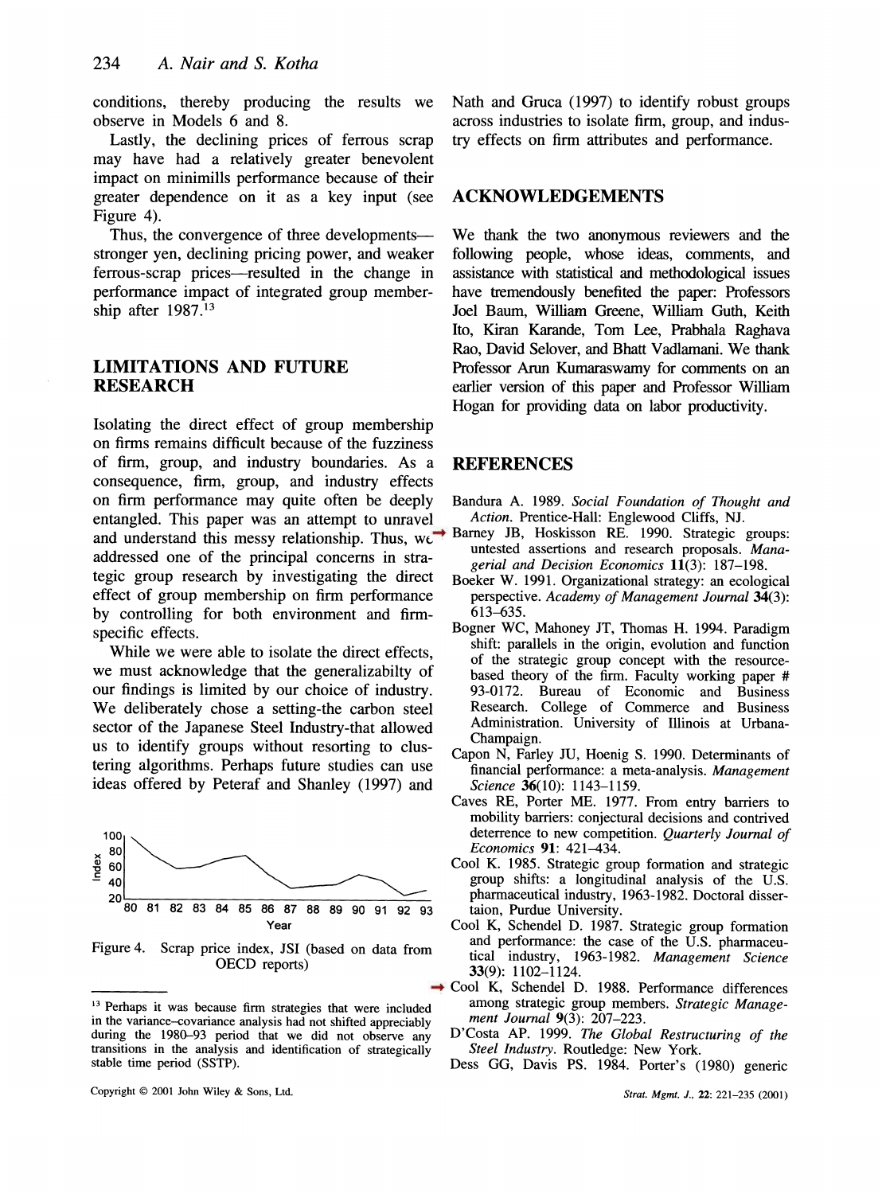conditions, thereby producing the results we observe in Models 6 and 8.

Lastly, the declining prices of ferrous scrap may have had a relatively greater benevolent impact on minimills performance because of their greater dependence on it as a key input (see Figure 4).

Thus, the convergence of three developments—stronger yen, declining pricing power, and weaker ferrous-scrap prices—resulted in the change in performance impact of integrated group membership after 1987.[13]

## LIMITATIONS AND FUTURE RESEARCH

Isolating the direct effect of group membership on firms remains difficult because of the fuzziness of firm, group, and industry boundaries. As a consequence, firm, group, and industry effects on firm performance may quite often be deeply entangled. This paper was an attempt to unravel and understand this messy relationship. Thus, we addressed one of the principal concerns in strategic group research by investigating the direct effect of group membership on firm performance by controlling for both environment and firm-specific effects.

While we were able to isolate the direct effects, we must acknowledge that the generalizabilty of our findings is limited by our choice of industry. We deliberately chose a setting-the carbon steel sector of the Japanese Steel Industry-that allowed us to identify groups without resorting to clustering algorithms. Perhaps future studies can use ideas offered by Peteraf and Shanley (1997) and Nath and Gruca (1997) to identify robust groups across industries to isolate firm, group, and industry effects on firm attributes and performance.

Figure 4. Scrap price index, JSI (based on data from OECD reports)

[13] Perhaps it was because firm strategies that were included in the variance–covariance analysis had not shifted appreciably during the 1980–93 period that we did not observe any transitions in the analysis and identification of strategically stable time period (SSTP).

## ACKNOWLEDGEMENTS

We thank the two anonymous reviewers and the following people, whose ideas, comments, and assistance with statistical and methodological issues have tremendously benefited the paper: Professors Joel Baum, William Greene, William Guth, Keith Ito, Kiran Karande, Tom Lee, Prabhala Raghava Rao, David Selover, and Bhatt Vadlamani. We thank Professor Arun Kumaraswamy for comments on an earlier version of this paper and Professor William Hogan for providing data on labor productivity.

## REFERENCES

Bandura A. 1989. *Social Foundation of Thought and Action*. Prentice-Hall: Englewood Cliffs, NJ.

Barney JB, Hoskisson RE. 1990. Strategic groups: untested assertions and research proposals. *Managerial and Decision Economics* **11**(3): 187–198.

Boeker W. 1991. Organizational strategy: an ecological perspective. *Academy of Management Journal* **34**(3): 613–635.

Bogner WC, Mahoney JT, Thomas H. 1994. Paradigm shift: parallels in the origin, evolution and function of the strategic group concept with the resource-based theory of the firm. Faculty working paper # 93-0172. Bureau of Economic and Business Research. College of Commerce and Business Administration. University of Illinois at Urbana-Champaign.

Capon N, Farley JU, Hoenig S. 1990. Determinants of financial performance: a meta-analysis. *Management Science* **36**(10): 1143–1159.

Caves RE, Porter ME. 1977. From entry barriers to mobility barriers: conjectural decisions and contrived deterrence to new competition. *Quarterly Journal of Economics* **91**: 421–434.

Cool K. 1985. Strategic group formation and strategic group shifts: a longitudinal analysis of the U.S. pharmaceutical industry, 1963-1982. Doctoral dissertaion, Purdue University.

Cool K, Schendel D. 1987. Strategic group formation and performance: the case of the U.S. pharmaceutical industry, 1963-1982. *Management Science* **33**(9): 1102–1124.

Cool K, Schendel D. 1988. Performance differences among strategic group members. *Strategic Management Journal* **9**(3): 207–223.

D'Costa AP. 1999. *The Global Restructuring of the Steel Industry*. Routledge: New York.

Dess GG, Davis PS. 1984. Porter's (1980) generic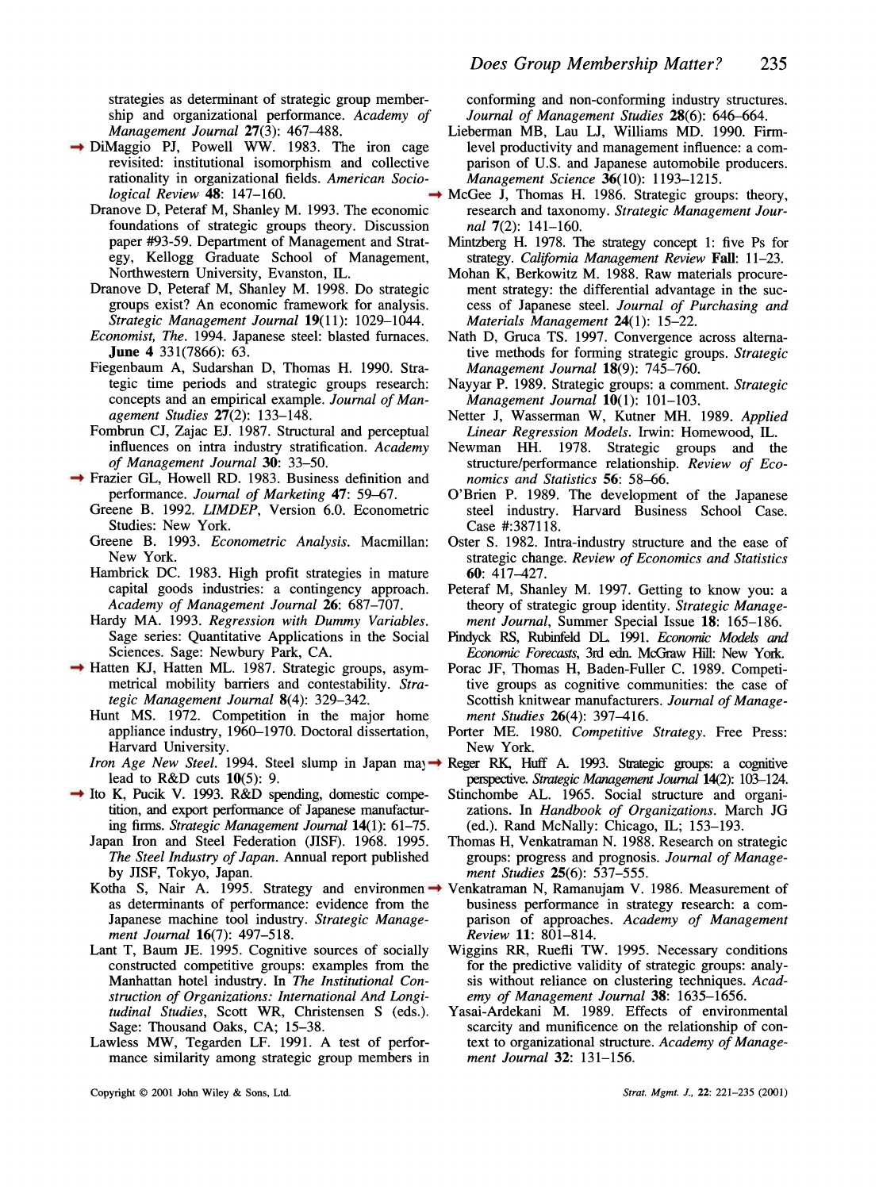strategies as determinant of strategic group membership and organizational performance. *Academy of Management Journal* **27**(3): 467–488.

DiMaggio PJ, Powell WW. 1983. The iron cage revisited: institutional isomorphism and collective rationality in organizational fields. *American Sociological Review* **48**: 147–160.

Dranove D, Peteraf M, Shanley M. 1993. The economic foundations of strategic groups theory. Discussion paper #93-59. Department of Management and Strategy, Kellogg Graduate School of Management, Northwestern University, Evanston, IL.

Dranove D, Peteraf M, Shanley M. 1998. Do strategic groups exist? An economic framework for analysis. *Strategic Management Journal* **19**(11): 1029–1044.

*Economist, The*. 1994. Japanese steel: blasted furnaces. **June 4** 331(7866): 63.

Fiegenbaum A, Sudarshan D, Thomas H. 1990. Strategic time periods and strategic groups research: concepts and an empirical example. *Journal of Management Studies* **27**(2): 133–148.

Fombrun CJ, Zajac EJ. 1987. Structural and perceptual influences on intra industry stratification. *Academy of Management Journal* **30**: 33–50.

Frazier GL, Howell RD. 1983. Business definition and performance. *Journal of Marketing* **47**: 59–67.

Greene B. 1992. *LIMDEP*, Version 6.0. Econometric Studies: New York.

Greene B. 1993. *Econometric Analysis*. Macmillan: New York.

Hambrick DC. 1983. High profit strategies in mature capital goods industries: a contingency approach. *Academy of Management Journal* **26**: 687–707.

Hardy MA. 1993. *Regression with Dummy Variables*. Sage series: Quantitative Applications in the Social Sciences. Sage: Newbury Park, CA.

Hatten KJ, Hatten ML. 1987. Strategic groups, asymmetrical mobility barriers and contestability. *Strategic Management Journal* **8**(4): 329–342.

Hunt MS. 1972. Competition in the major home appliance industry, 1960–1970. Doctoral dissertation, Harvard University.

*Iron Age New Steel*. 1994. Steel slump in Japan may lead to R&D cuts **10**(5): 9.

Ito K, Pucik V. 1993. R&D spending, domestic competition, and export performance of Japanese manufacturing firms. *Strategic Management Journal* **14**(1): 61–75.

Japan Iron and Steel Federation (JISF). 1968. 1995. *The Steel Industry of Japan*. Annual report published by JISF, Tokyo, Japan.

Kotha S, Nair A. 1995. Strategy and environment as determinants of performance: evidence from the Japanese machine tool industry. *Strategic Management Journal* **16**(7): 497–518.

Lant T, Baum JE. 1995. Cognitive sources of socially constructed competitive groups: examples from the Manhattan hotel industry. In *The Institutional Construction of Organizations: International And Longitudinal Studies*, Scott WR, Christensen S (eds.). Sage: Thousand Oaks, CA; 15–38.

Lawless MW, Tegarden LF. 1991. A test of performance similarity among strategic group members in conforming and non-conforming industry structures. *Journal of Management Studies* **28**(6): 646–664.

Lieberman MB, Lau LJ, Williams MD. 1990. Firm-level productivity and management influence: a comparison of U.S. and Japanese automobile producers. *Management Science* **36**(10): 1193–1215.

McGee J, Thomas H. 1986. Strategic groups: theory, research and taxonomy. *Strategic Management Journal* **7**(2): 141–160.

Mintzberg H. 1978. The strategy concept 1: five Ps for strategy. *California Management Review* **Fall**: 11–23.

Mohan K, Berkowitz M. 1988. Raw materials procurement strategy: the differential advantage in the success of Japanese steel. *Journal of Purchasing and Materials Management* **24**(1): 15–22.

Nath D, Gruca TS. 1997. Convergence across alternative methods for forming strategic groups. *Strategic Management Journal* **18**(9): 745–760.

Nayyar P. 1989. Strategic groups: a comment. *Strategic Management Journal* **10**(1): 101–103.

Netter J, Wasserman W, Kutner MH. 1989. *Applied Linear Regression Models*. Irwin: Homewood, IL.

Newman HH. 1978. Strategic groups and the structure/performance relationship. *Review of Economics and Statistics* **56**: 58–66.

O'Brien P. 1989. The development of the Japanese steel industry. Harvard Business School Case. Case #:387118.

Oster S. 1982. Intra-industry structure and the ease of strategic change. *Review of Economics and Statistics* **60**: 417–427.

Peteraf M, Shanley M. 1997. Getting to know you: a theory of strategic group identity. *Strategic Management Journal*, Summer Special Issue **18**: 165–186.

Pindyck RS, Rubinfeld DL. 1991. *Economic Models and Economic Forecasts*, 3rd edn. McGraw Hill: New York.

Porac JF, Thomas H, Baden-Fuller C. 1989. Competitive groups as cognitive communities: the case of Scottish knitwear manufacturers. *Journal of Management Studies* **26**(4): 397–416.

Porter ME. 1980. *Competitive Strategy*. Free Press: New York.

Reger RK, Huff A. 1993. Strategic groups: a cognitive perspective. *Strategic Management Journal* **14**(2): 103–124.

Stinchombe AL. 1965. Social structure and organizations. In *Handbook of Organizations*. March JG (ed.). Rand McNally: Chicago, IL; 153–193.

Thomas H, Venkatraman N. 1988. Research on strategic groups: progress and prognosis. *Journal of Management Studies* **25**(6): 537–555.

Venkatraman N, Ramanujam V. 1986. Measurement of business performance in strategy research: a comparison of approaches. *Academy of Management Review* **11**: 801–814.

Wiggins RR, Ruefli TW. 1995. Necessary conditions for the predictive validity of strategic groups: analysis without reliance on clustering techniques. *Academy of Management Journal* **38**: 1635–1656.

Yasai-Ardekani M. 1989. Effects of environmental scarcity and munificence on the relationship of context to organizational structure. *Academy of Management Journal* **32**: 131–156.